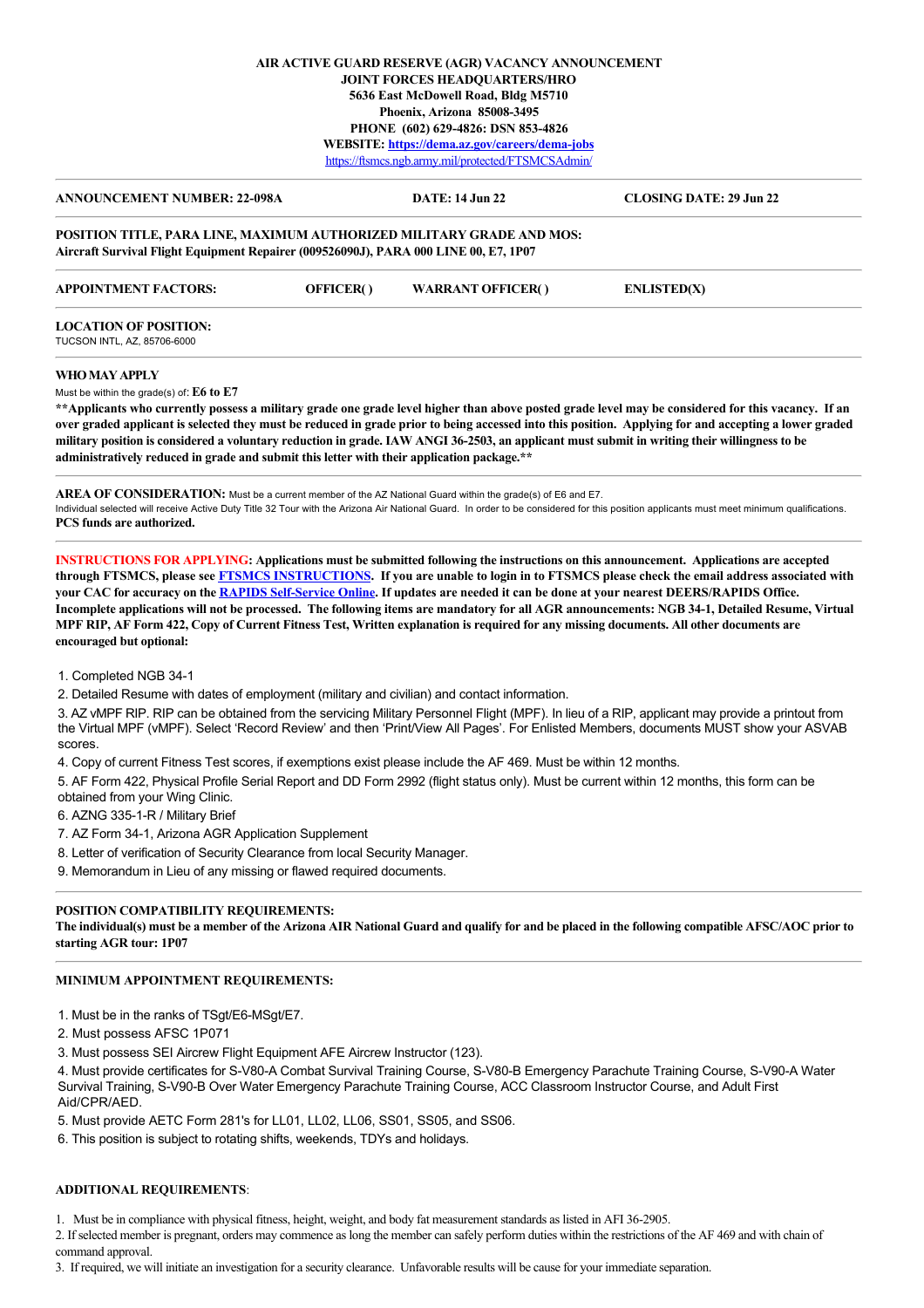**AIR ACTIVE GUARD RESERVE (AGR) VACANCY ANNOUNCEMENT**
**JOINT FORCES HEADQUARTERS/HRO**
**5636 East McDowell Road, Bldg M5710**
**Phoenix, Arizona 85008-3495**
**PHONE (602) 629-4826: DSN 853-4826**
**WEBSITE: https://dema.az.gov/careers/dema-jobs**
https://ftsmcs.ngb.army.mil/protected/FTSMCSAdmin/

---

**ANNOUNCEMENT NUMBER: 22-098A** **DATE: 14 Jun 22** **CLOSING DATE: 29 Jun 22**

---

**POSITION TITLE, PARA LINE, MAXIMUM AUTHORIZED MILITARY GRADE AND MOS:**
**Aircraft Survival Flight Equipment Repairer (009526090J), PARA 000 LINE 00, E7, 1P07**

---

**APPOINTMENT FACTORS:** **OFFICER( )** **WARRANT OFFICER( )** **ENLISTED(X)**

---

**LOCATION OF POSITION:**
TUCSON INTL, AZ, 85706-6000

---

**WHO MAY APPLY**
Must be within the grade(s) of: **E6 to E7**
**\*\*Applicants who currently possess a military grade one grade level higher than above posted grade level may be considered for this vacancy. If an over graded applicant is selected they must be reduced in grade prior to being accessed into this position. Applying for and accepting a lower graded military position is considered a voluntary reduction in grade. IAW ANGI 36-2503, an applicant must submit in writing their willingness to be administratively reduced in grade and submit this letter with their application package.\*\***

---

**AREA OF CONSIDERATION:** Must be a current member of the AZ National Guard within the grade(s) of E6 and E7.
Individual selected will receive Active Duty Title 32 Tour with the Arizona Air National Guard. In order to be considered for this position applicants must meet minimum qualifications.
**PCS funds are authorized.**

---

**INSTRUCTIONS FOR APPLYING: Applications must be submitted following the instructions on this announcement. Applications are accepted through FTSMCS, please see FTSMCS INSTRUCTIONS. If you are unable to login in to FTSMCS please check the email address associated with your CAC for accuracy on the RAPIDS Self-Service Online. If updates are needed it can be done at your nearest DEERS/RAPIDS Office. Incomplete applications will not be processed. The following items are mandatory for all AGR announcements: NGB 34-1, Detailed Resume, Virtual MPF RIP, AF Form 422, Copy of Current Fitness Test, Written explanation is required for any missing documents. All other documents are encouraged but optional:**

1. Completed NGB 34-1
2. Detailed Resume with dates of employment (military and civilian) and contact information.
3. AZ vMPF RIP. RIP can be obtained from the servicing Military Personnel Flight (MPF). In lieu of a RIP, applicant may provide a printout from the Virtual MPF (vMPF). Select 'Record Review' and then 'Print/View All Pages'. For Enlisted Members, documents MUST show your ASVAB scores.
4. Copy of current Fitness Test scores, if exemptions exist please include the AF 469. Must be within 12 months.
5. AF Form 422, Physical Profile Serial Report and DD Form 2992 (flight status only). Must be current within 12 months, this form can be obtained from your Wing Clinic.
6. AZNG 335-1-R / Military Brief
7. AZ Form 34-1, Arizona AGR Application Supplement
8. Letter of verification of Security Clearance from local Security Manager.
9. Memorandum in Lieu of any missing or flawed required documents.

---

**POSITION COMPATIBILITY REQUIREMENTS:**
**The individual(s) must be a member of the Arizona AIR National Guard and qualify for and be placed in the following compatible AFSC/AOC prior to starting AGR tour: 1P07**

---

**MINIMUM APPOINTMENT REQUIREMENTS:**

1. Must be in the ranks of TSgt/E6-MSgt/E7.
2. Must possess AFSC 1P071
3. Must possess SEI Aircrew Flight Equipment AFE Aircrew Instructor (123).
4. Must provide certificates for S-V80-A Combat Survival Training Course, S-V80-B Emergency Parachute Training Course, S-V90-A Water Survival Training, S-V90-B Over Water Emergency Parachute Training Course, ACC Classroom Instructor Course, and Adult First Aid/CPR/AED.
5. Must provide AETC Form 281's for LL01, LL02, LL06, SS01, SS05, and SS06.
6. This position is subject to rotating shifts, weekends, TDYs and holidays.

**ADDITIONAL REQUIREMENTS**:

1. Must be in compliance with physical fitness, height, weight, and body fat measurement standards as listed in AFI 36-2905.
2. If selected member is pregnant, orders may commence as long the member can safely perform duties within the restrictions of the AF 469 and with chain of command approval.
3. If required, we will initiate an investigation for a security clearance. Unfavorable results will be cause for your immediate separation.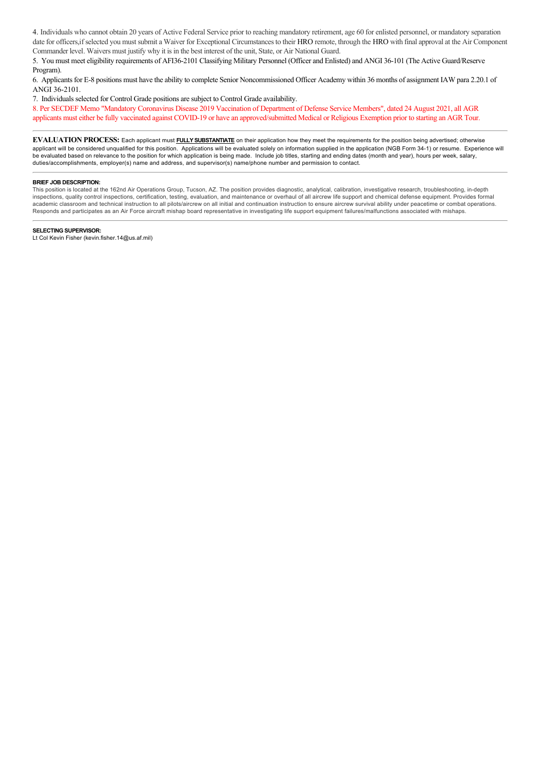4. Individuals who cannot obtain 20 years of Active Federal Service prior to reaching mandatory retirement, age 60 for enlisted personnel, or mandatory separation date for officers,if selected you must submit a Waiver for Exceptional Circumstances to their HRO remote, through the HRO with final approval at the Air Component Commander level. Waivers must justify why it is in the best interest of the unit, State, or Air National Guard.

5. You must meet eligibility requirements of AFI36-2101 Classifying Military Personnel (Officer and Enlisted) and ANGI 36-101 (The Active Guard/Reserve Program).

6. Applicants for E-8 positions must have the ability to complete Senior Noncommissioned Officer Academy within 36 months of assignment IAW para 2.20.1 of ANGI 36-2101.

7. Individuals selected for Control Grade positions are subject to Control Grade availability.

8. Per SECDEF Memo "Mandatory Coronavirus Disease 2019 Vaccination of Department of Defense Service Members", dated 24 August 2021, all AGR applicants must either be fully vaccinated against COVID-19 or have an approved/submitted Medical or Religious Exemption prior to starting an AGR Tour.

---

**EVALUATION PROCESS:** Each applicant must **FULLY SUBSTANTIATE** on their application how they meet the requirements for the position being advertised; otherwise applicant will be considered unqualified for this position. Applications will be evaluated solely on information supplied in the application (NGB Form 34-1) or resume. Experience will be evaluated based on relevance to the position for which application is being made. Include job titles, starting and ending dates (month and year), hours per week, salary, duties/accomplishments, employer(s) name and address, and supervisor(s) name/phone number and permission to contact.

---

**BRIEF JOB DESCRIPTION:**

This position is located at the 162nd Air Operations Group, Tucson, AZ. The position provides diagnostic, analytical, calibration, investigative research, troubleshooting, in-depth inspections, quality control inspections, certification, testing, evaluation, and maintenance or overhaul of all aircrew life support and chemical defense equipment. Provides formal academic classroom and technical instruction to all pilots/aircrew on all initial and continuation instruction to ensure aircrew survival ability under peacetime or combat operations. Responds and participates as an Air Force aircraft mishap board representative in investigating life support equipment failures/malfunctions associated with mishaps.

---

**SELECTING SUPERVISOR:**

Lt Col Kevin Fisher (kevin.fisher.14@us.af.mil)